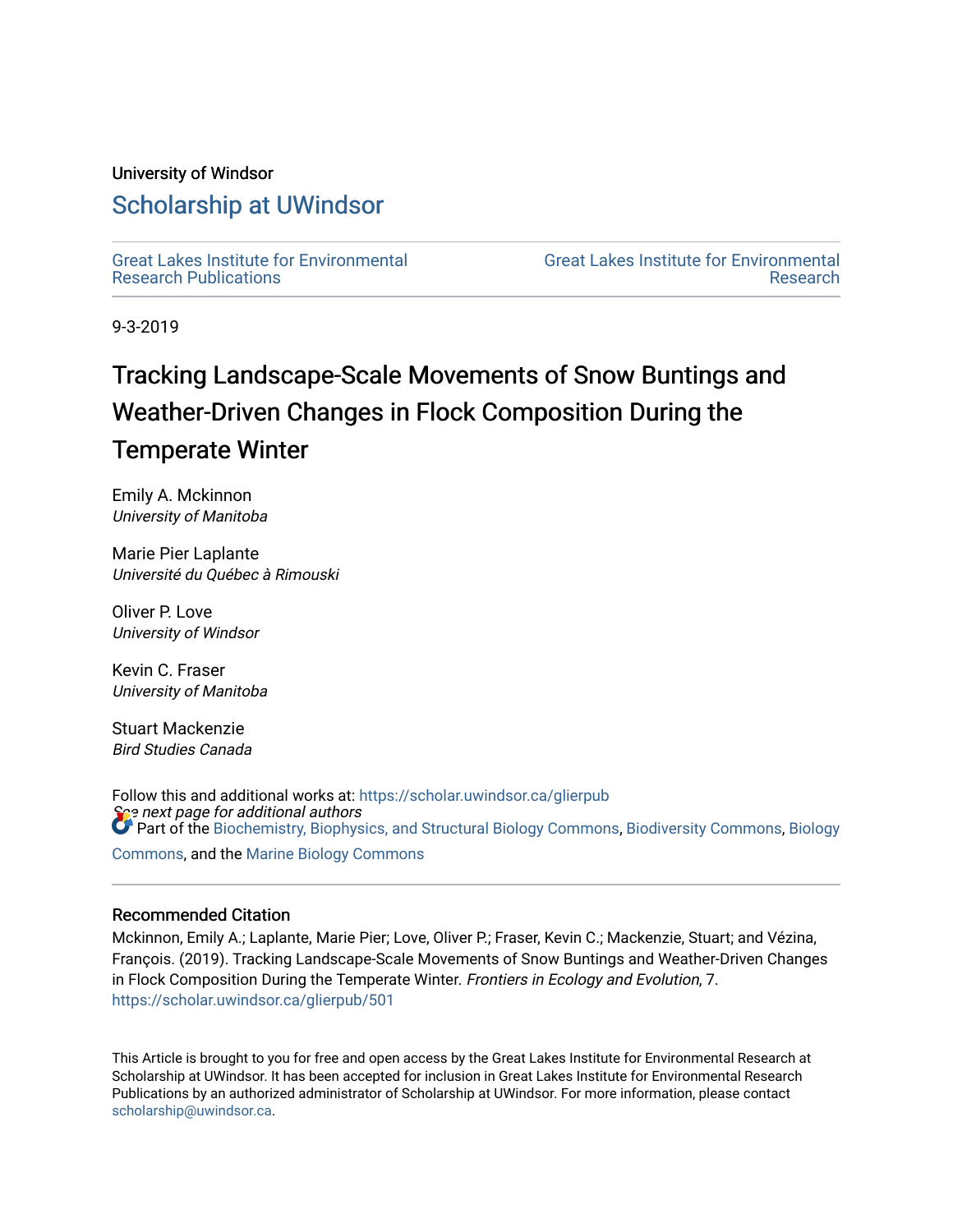University of Windsor

# Scholarship at UWindsor

Great Lakes Institute for Environmental Research Publications | Great Lakes Institute for Environmental Research

9-3-2019

# Tracking Landscape-Scale Movements of Snow Buntings and Weather-Driven Changes in Flock Composition During the Temperate Winter

Emily A. Mckinnon
*University of Manitoba*

Marie Pier Laplante
*Université du Québec à Rimouski*

Oliver P. Love
*University of Windsor*

Kevin C. Fraser
*University of Manitoba*

Stuart Mackenzie
*Bird Studies Canada*

Follow this and additional works at: https://scholar.uwindsor.ca/glierpub

*See next page for additional authors*

Part of the Biochemistry, Biophysics, and Structural Biology Commons, Biodiversity Commons, Biology Commons, and the Marine Biology Commons

## Recommended Citation

Mckinnon, Emily A.; Laplante, Marie Pier; Love, Oliver P.; Fraser, Kevin C.; Mackenzie, Stuart; and Vézina, François. (2019). Tracking Landscape-Scale Movements of Snow Buntings and Weather-Driven Changes in Flock Composition During the Temperate Winter. *Frontiers in Ecology and Evolution*, 7.
https://scholar.uwindsor.ca/glierpub/501

This Article is brought to you for free and open access by the Great Lakes Institute for Environmental Research at Scholarship at UWindsor. It has been accepted for inclusion in Great Lakes Institute for Environmental Research Publications by an authorized administrator of Scholarship at UWindsor. For more information, please contact scholarship@uwindsor.ca.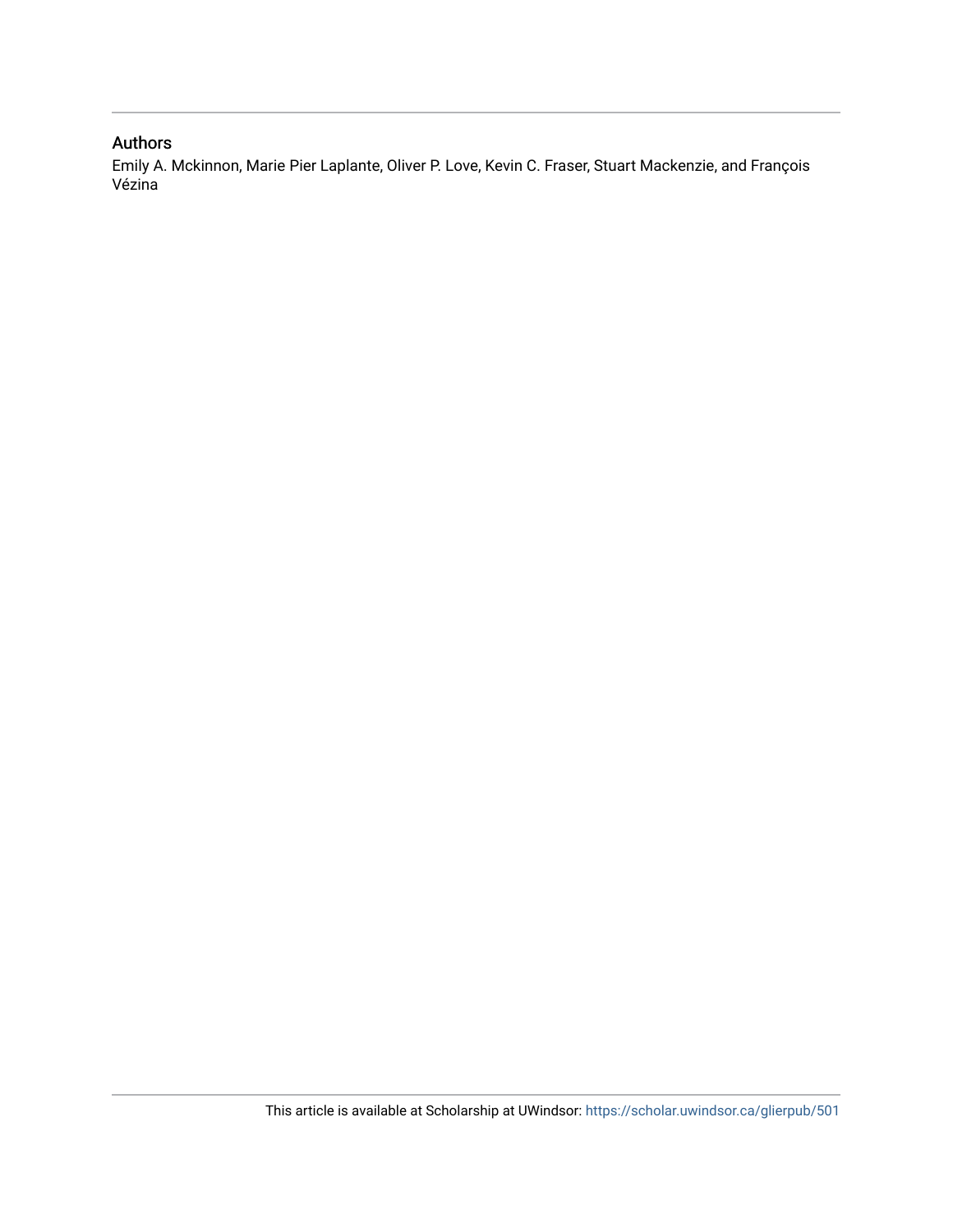## Authors

Emily A. Mckinnon, Marie Pier Laplante, Oliver P. Love, Kevin C. Fraser, Stuart Mackenzie, and François Vézina

This article is available at Scholarship at UWindsor: https://scholar.uwindsor.ca/glierpub/501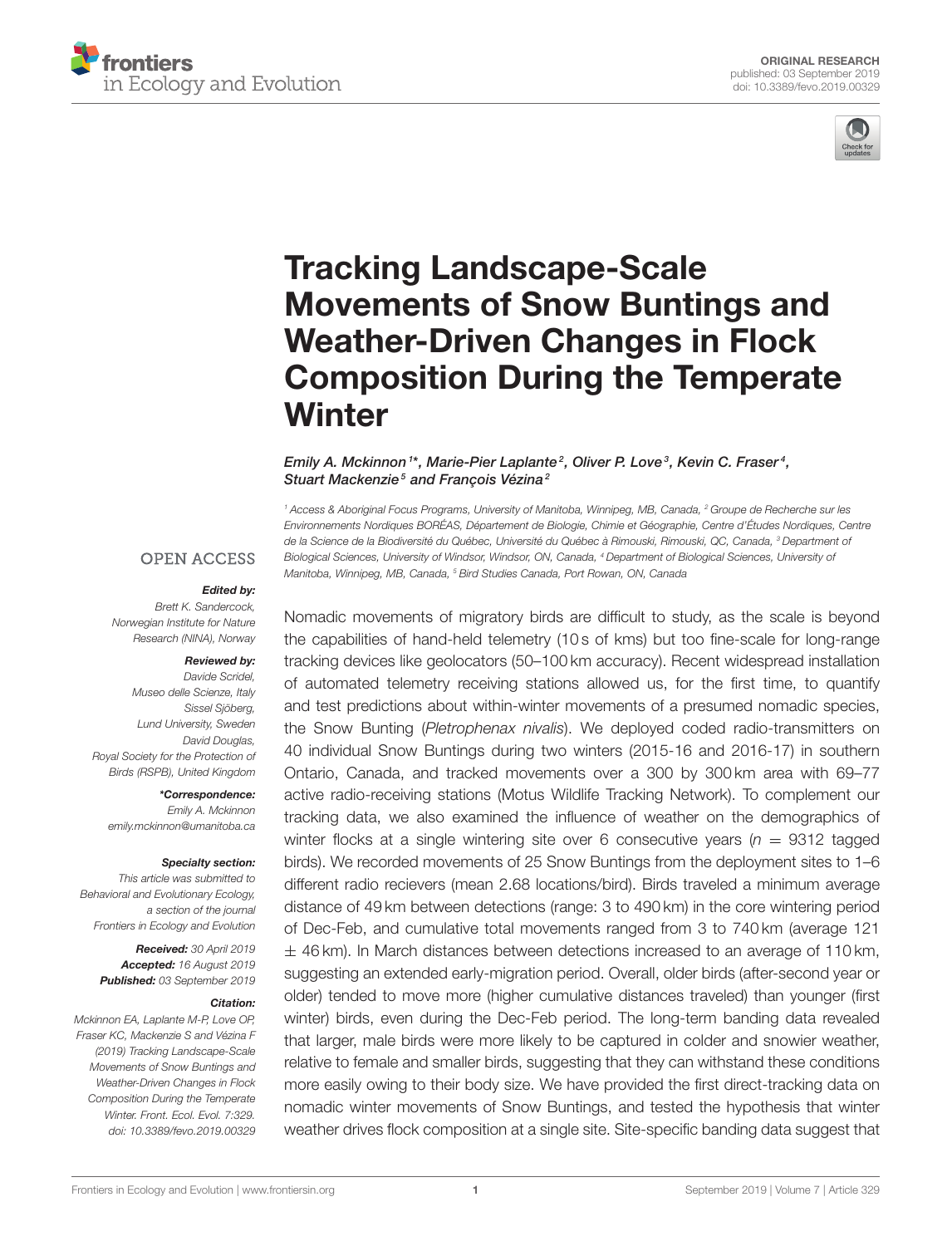# Tracking Landscape-Scale Movements of Snow Buntings and Weather-Driven Changes in Flock Composition During the Temperate Winter

*Emily A. Mckinnon[1]\*, Marie-Pier Laplante[2], Oliver P. Love[3], Kevin C. Fraser[4], Stuart Mackenzie[5] and François Vézina[2]*

[1] Access & Aboriginal Focus Programs, University of Manitoba, Winnipeg, MB, Canada, [2] Groupe de Recherche sur les Environnements Nordiques BORÉAS, Département de Biologie, Chimie et Géographie, Centre d'Études Nordiques, Centre de la Science de la Biodiversité du Québec, Université du Québec à Rimouski, Rimouski, QC, Canada, [3] Department of Biological Sciences, University of Windsor, Windsor, ON, Canada, [4] Department of Biological Sciences, University of Manitoba, Winnipeg, MB, Canada, [5] Bird Studies Canada, Port Rowan, ON, Canada

OPEN ACCESS

***Edited by:***
Brett K. Sandercock,
Norwegian Institute for Nature Research (NINA), Norway

***Reviewed by:***
Davide Scridel,
Museo delle Scienze, Italy
Sissel Sjöberg,
Lund University, Sweden
David Douglas,
Royal Society for the Protection of Birds (RSPB), United Kingdom

***\*Correspondence:***
Emily A. Mckinnon
emily.mckinnon@umanitoba.ca

***Specialty section:***
This article was submitted to Behavioral and Evolutionary Ecology, a section of the journal Frontiers in Ecology and Evolution

***Received:*** 30 April 2019
***Accepted:*** 16 August 2019
***Published:*** 03 September 2019

***Citation:***
Mckinnon EA, Laplante M-P, Love OP, Fraser KC, Mackenzie S and Vézina F (2019) Tracking Landscape-Scale Movements of Snow Buntings and Weather-Driven Changes in Flock Composition During the Temperate Winter. Front. Ecol. Evol. 7:329. doi: 10.3389/fevo.2019.00329

Nomadic movements of migratory birds are difficult to study, as the scale is beyond the capabilities of hand-held telemetry (10 s of kms) but too fine-scale for long-range tracking devices like geolocators (50–100 km accuracy). Recent widespread installation of automated telemetry receiving stations allowed us, for the first time, to quantify and test predictions about within-winter movements of a presumed nomadic species, the Snow Bunting (*Pletrophenax nivalis*). We deployed coded radio-transmitters on 40 individual Snow Buntings during two winters (2015-16 and 2016-17) in southern Ontario, Canada, and tracked movements over a 300 by 300 km area with 69–77 active radio-receiving stations (Motus Wildlife Tracking Network). To complement our tracking data, we also examined the influence of weather on the demographics of winter flocks at a single wintering site over 6 consecutive years ($n = 9312$ tagged birds). We recorded movements of 25 Snow Buntings from the deployment sites to 1–6 different radio recievers (mean 2.68 locations/bird). Birds traveled a minimum average distance of 49 km between detections (range: 3 to 490 km) in the core wintering period of Dec-Feb, and cumulative total movements ranged from 3 to 740 km (average 121 $\pm$ 46 km). In March distances between detections increased to an average of 110 km, suggesting an extended early-migration period. Overall, older birds (after-second year or older) tended to move more (higher cumulative distances traveled) than younger (first winter) birds, even during the Dec-Feb period. The long-term banding data revealed that larger, male birds were more likely to be captured in colder and snowier weather, relative to female and smaller birds, suggesting that they can withstand these conditions more easily owing to their body size. We have provided the first direct-tracking data on nomadic winter movements of Snow Buntings, and tested the hypothesis that winter weather drives flock composition at a single site. Site-specific banding data suggest that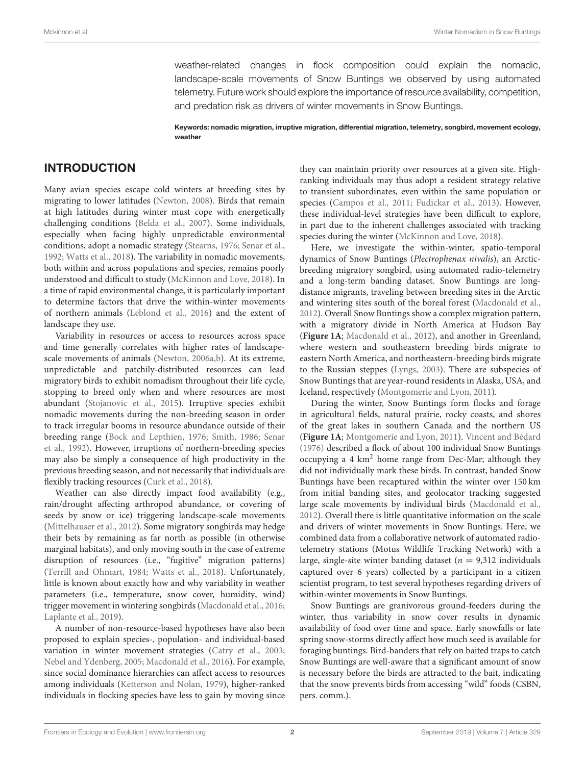weather-related changes in flock composition could explain the nomadic, landscape-scale movements of Snow Buntings we observed by using automated telemetry. Future work should explore the importance of resource availability, competition, and predation risk as drivers of winter movements in Snow Buntings.

**Keywords: nomadic migration, irruptive migration, differential migration, telemetry, songbird, movement ecology, weather**

## INTRODUCTION

Many avian species escape cold winters at breeding sites by migrating to lower latitudes (Newton, 2008). Birds that remain at high latitudes during winter must cope with energetically challenging conditions (Belda et al., 2007). Some individuals, especially when facing highly unpredictable environmental conditions, adopt a nomadic strategy (Stearns, 1976; Senar et al., 1992; Watts et al., 2018). The variability in nomadic movements, both within and across populations and species, remains poorly understood and difficult to study (McKinnon and Love, 2018). In a time of rapid environmental change, it is particularly important to determine factors that drive the within-winter movements of northern animals (Leblond et al., 2016) and the extent of landscape they use.

Variability in resources or access to resources across space and time generally correlates with higher rates of landscape-scale movements of animals (Newton, 2006a,b). At its extreme, unpredictable and patchily-distributed resources can lead migratory birds to exhibit nomadism throughout their life cycle, stopping to breed only when and where resources are most abundant (Stojanovic et al., 2015). Irruptive species exhibit nomadic movements during the non-breeding season in order to track irregular booms in resource abundance outside of their breeding range (Bock and Lepthien, 1976; Smith, 1986; Senar et al., 1992). However, irruptions of northern-breeding species may also be simply a consequence of high productivity in the previous breeding season, and not necessarily that individuals are flexibly tracking resources (Curk et al., 2018).

Weather can also directly impact food availability (e.g., rain/drought affecting arthropod abundance, or covering of seeds by snow or ice) triggering landscape-scale movements (Mittelhauser et al., 2012). Some migratory songbirds may hedge their bets by remaining as far north as possible (in otherwise marginal habitats), and only moving south in the case of extreme disruption of resources (i.e., "fugitive" migration patterns) (Terrill and Ohmart, 1984; Watts et al., 2018). Unfortunately, little is known about exactly how and why variability in weather parameters (i.e., temperature, snow cover, humidity, wind) trigger movement in wintering songbirds (Macdonald et al., 2016; Laplante et al., 2019).

A number of non-resource-based hypotheses have also been proposed to explain species-, population- and individual-based variation in winter movement strategies (Catry et al., 2003; Nebel and Ydenberg, 2005; Macdonald et al., 2016). For example, since social dominance hierarchies can affect access to resources among individuals (Ketterson and Nolan, 1979), higher-ranked individuals in flocking species have less to gain by moving since they can maintain priority over resources at a given site. High-ranking individuals may thus adopt a resident strategy relative to transient subordinates, even within the same population or species (Campos et al., 2011; Fudickar et al., 2013). However, these individual-level strategies have been difficult to explore, in part due to the inherent challenges associated with tracking species during the winter (McKinnon and Love, 2018).

Here, we investigate the within-winter, spatio-temporal dynamics of Snow Buntings (*Plectrophenax nivalis*), an Arctic-breeding migratory songbird, using automated radio-telemetry and a long-term banding dataset. Snow Buntings are long-distance migrants, traveling between breeding sites in the Arctic and wintering sites south of the boreal forest (Macdonald et al., 2012). Overall Snow Buntings show a complex migration pattern, with a migratory divide in North America at Hudson Bay (**Figure 1A**; Macdonald et al., 2012), and another in Greenland, where western and southeastern breeding birds migrate to eastern North America, and northeastern-breeding birds migrate to the Russian steppes (Lyngs, 2003). There are subspecies of Snow Buntings that are year-round residents in Alaska, USA, and Iceland, respectively (Montgomerie and Lyon, 2011).

During the winter, Snow Buntings form flocks and forage in agricultural fields, natural prairie, rocky coasts, and shores of the great lakes in southern Canada and the northern US (**Figure 1A**; Montgomerie and Lyon, 2011). Vincent and Bédard (1976) described a flock of about 100 individual Snow Buntings occupying a 4 km$^2$ home range from Dec-Mar; although they did not individually mark these birds. In contrast, banded Snow Buntings have been recaptured within the winter over 150 km from initial banding sites, and geolocator tracking suggested large scale movements by individual birds (Macdonald et al., 2012). Overall there is little quantitative information on the scale and drivers of winter movements in Snow Buntings. Here, we combined data from a collaborative network of automated radio-telemetry stations (Motus Wildlife Tracking Network) with a large, single-site winter banding dataset ($n$ = 9,312 individuals captured over 6 years) collected by a participant in a citizen scientist program, to test several hypotheses regarding drivers of within-winter movements in Snow Buntings.

Snow Buntings are granivorous ground-feeders during the winter, thus variability in snow cover results in dynamic availability of food over time and space. Early snowfalls or late spring snow-storms directly affect how much seed is available for foraging buntings. Bird-banders that rely on baited traps to catch Snow Buntings are well-aware that a significant amount of snow is necessary before the birds are attracted to the bait, indicating that the snow prevents birds from accessing "wild" foods (CSBN, pers. comm.).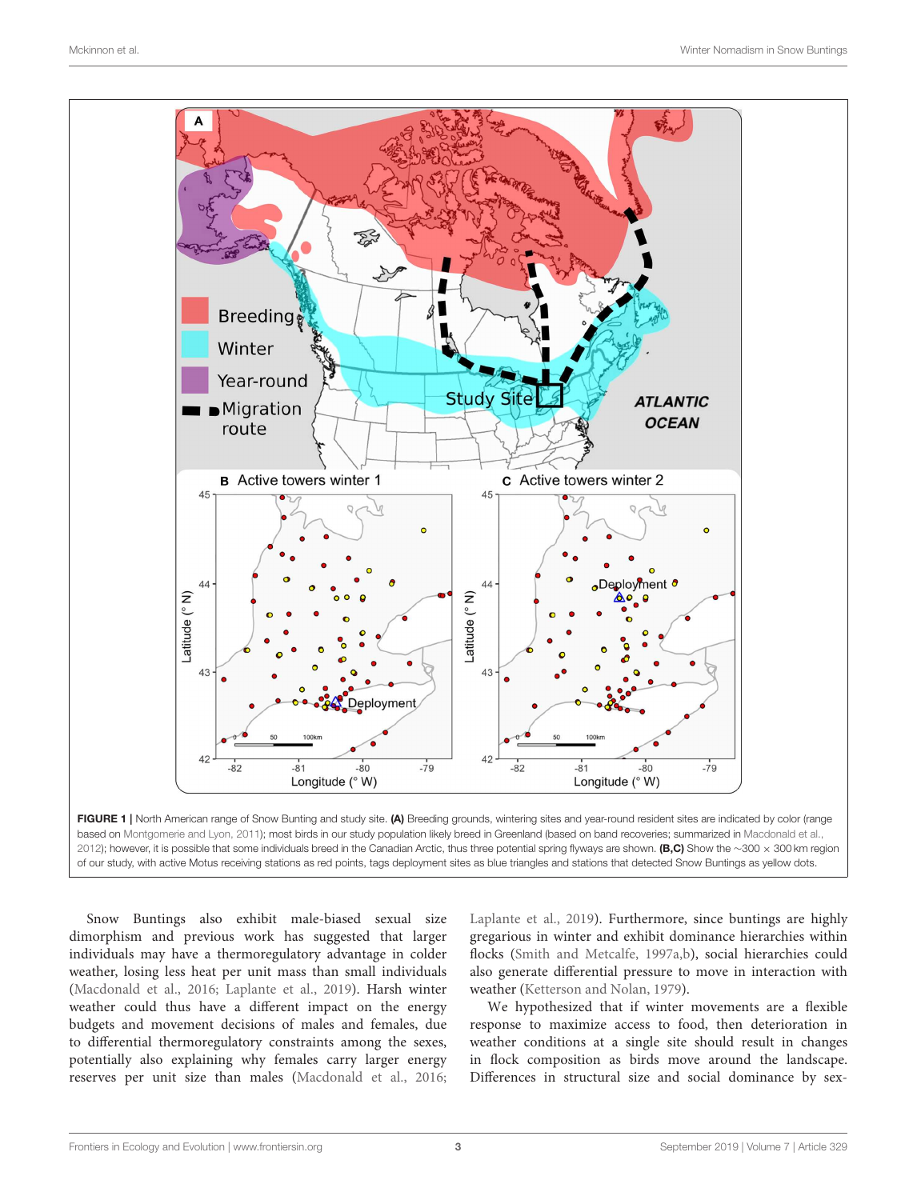FIGURE 1 | North American range of Snow Bunting and study site. **(A)** Breeding grounds, wintering sites and year-round resident sites are indicated by color (range based on Montgomerie and Lyon, 2011); most birds in our study population likely breed in Greenland (based on band recoveries; summarized in Macdonald et al., 2012); however, it is possible that some individuals breed in the Canadian Arctic, thus three potential spring flyways are shown. **(B,C)** Show the ~300 × 300 km region of our study, with active Motus receiving stations as red points, tags deployment sites as blue triangles and stations that detected Snow Buntings as yellow dots.

Snow Buntings also exhibit male-biased sexual size dimorphism and previous work has suggested that larger individuals may have a thermoregulatory advantage in colder weather, losing less heat per unit mass than small individuals (Macdonald et al., 2016; Laplante et al., 2019). Harsh winter weather could thus have a different impact on the energy budgets and movement decisions of males and females, due to differential thermoregulatory constraints among the sexes, potentially also explaining why females carry larger energy reserves per unit size than males (Macdonald et al., 2016; Laplante et al., 2019). Furthermore, since buntings are highly gregarious in winter and exhibit dominance hierarchies within flocks (Smith and Metcalfe, 1997a,b), social hierarchies could also generate differential pressure to move in interaction with weather (Ketterson and Nolan, 1979).

We hypothesized that if winter movements are a flexible response to maximize access to food, then deterioration in weather conditions at a single site should result in changes in flock composition as birds move around the landscape. Differences in structural size and social dominance by sex-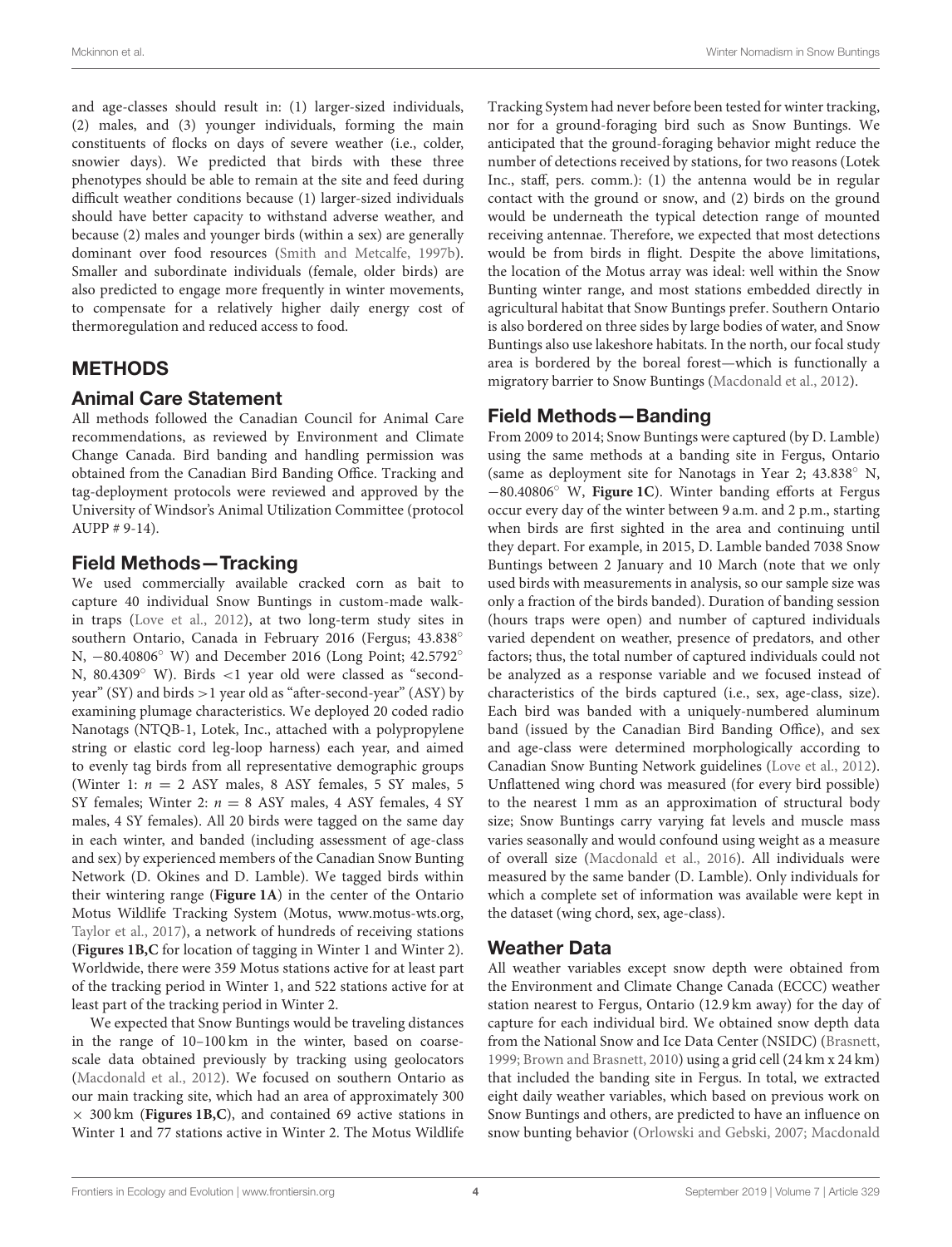and age-classes should result in: (1) larger-sized individuals, (2) males, and (3) younger individuals, forming the main constituents of flocks on days of severe weather (i.e., colder, snowier days). We predicted that birds with these three phenotypes should be able to remain at the site and feed during difficult weather conditions because (1) larger-sized individuals should have better capacity to withstand adverse weather, and because (2) males and younger birds (within a sex) are generally dominant over food resources (Smith and Metcalfe, 1997b). Smaller and subordinate individuals (female, older birds) are also predicted to engage more frequently in winter movements, to compensate for a relatively higher daily energy cost of thermoregulation and reduced access to food.

## METHODS

### Animal Care Statement

All methods followed the Canadian Council for Animal Care recommendations, as reviewed by Environment and Climate Change Canada. Bird banding and handling permission was obtained from the Canadian Bird Banding Office. Tracking and tag-deployment protocols were reviewed and approved by the University of Windsor's Animal Utilization Committee (protocol AUPP # 9-14).

### Field Methods—Tracking

We used commercially available cracked corn as bait to capture 40 individual Snow Buntings in custom-made walk-in traps (Love et al., 2012), at two long-term study sites in southern Ontario, Canada in February 2016 (Fergus; 43.838° N, −80.40806° W) and December 2016 (Long Point; 42.5792° N, 80.4309° W). Birds <1 year old were classed as "second-year" (SY) and birds >1 year old as "after-second-year" (ASY) by examining plumage characteristics. We deployed 20 coded radio Nanotags (NTQB-1, Lotek, Inc., attached with a polypropylene string or elastic cord leg-loop harness) each year, and aimed to evenly tag birds from all representative demographic groups (Winter 1: $n = 2$ ASY males, 8 ASY females, 5 SY males, 5 SY females; Winter 2: $n = 8$ ASY males, 4 ASY females, 4 SY males, 4 SY females). All 20 birds were tagged on the same day in each winter, and banded (including assessment of age-class and sex) by experienced members of the Canadian Snow Bunting Network (D. Okines and D. Lamble). We tagged birds within their wintering range (**Figure 1A**) in the center of the Ontario Motus Wildlife Tracking System (Motus, www.motus-wts.org, Taylor et al., 2017), a network of hundreds of receiving stations (**Figures 1B,C** for location of tagging in Winter 1 and Winter 2). Worldwide, there were 359 Motus stations active for at least part of the tracking period in Winter 1, and 522 stations active for at least part of the tracking period in Winter 2.

We expected that Snow Buntings would be traveling distances in the range of 10–100 km in the winter, based on coarse-scale data obtained previously by tracking using geolocators (Macdonald et al., 2012). We focused on southern Ontario as our main tracking site, which had an area of approximately 300 × 300 km (**Figures 1B,C**), and contained 69 active stations in Winter 1 and 77 stations active in Winter 2. The Motus Wildlife Tracking System had never before been tested for winter tracking, nor for a ground-foraging bird such as Snow Buntings. We anticipated that the ground-foraging behavior might reduce the number of detections received by stations, for two reasons (Lotek Inc., staff, pers. comm.): (1) the antenna would be in regular contact with the ground or snow, and (2) birds on the ground would be underneath the typical detection range of mounted receiving antennae. Therefore, we expected that most detections would be from birds in flight. Despite the above limitations, the location of the Motus array was ideal: well within the Snow Bunting winter range, and most stations embedded directly in agricultural habitat that Snow Buntings prefer. Southern Ontario is also bordered on three sides by large bodies of water, and Snow Buntings also use lakeshore habitats. In the north, our focal study area is bordered by the boreal forest—which is functionally a migratory barrier to Snow Buntings (Macdonald et al., 2012).

### Field Methods—Banding

From 2009 to 2014; Snow Buntings were captured (by D. Lamble) using the same methods at a banding site in Fergus, Ontario (same as deployment site for Nanotags in Year 2; 43.838° N, −80.40806° W, **Figure 1C**). Winter banding efforts at Fergus occur every day of the winter between 9 a.m. and 2 p.m., starting when birds are first sighted in the area and continuing until they depart. For example, in 2015, D. Lamble banded 7038 Snow Buntings between 2 January and 10 March (note that we only used birds with measurements in analysis, so our sample size was only a fraction of the birds banded). Duration of banding session (hours traps were open) and number of captured individuals varied dependent on weather, presence of predators, and other factors; thus, the total number of captured individuals could not be analyzed as a response variable and we focused instead of characteristics of the birds captured (i.e., sex, age-class, size). Each bird was banded with a uniquely-numbered aluminum band (issued by the Canadian Bird Banding Office), and sex and age-class were determined morphologically according to Canadian Snow Bunting Network guidelines (Love et al., 2012). Unflattened wing chord was measured (for every bird possible) to the nearest 1 mm as an approximation of structural body size; Snow Buntings carry varying fat levels and muscle mass varies seasonally and would confound using weight as a measure of overall size (Macdonald et al., 2016). All individuals were measured by the same bander (D. Lamble). Only individuals for which a complete set of information was available were kept in the dataset (wing chord, sex, age-class).

### Weather Data

All weather variables except snow depth were obtained from the Environment and Climate Change Canada (ECCC) weather station nearest to Fergus, Ontario (12.9 km away) for the day of capture for each individual bird. We obtained snow depth data from the National Snow and Ice Data Center (NSIDC) (Brasnett, 1999; Brown and Brasnett, 2010) using a grid cell (24 km x 24 km) that included the banding site in Fergus. In total, we extracted eight daily weather variables, which based on previous work on Snow Buntings and others, are predicted to have an influence on snow bunting behavior (Orlowski and Gebski, 2007; Macdonald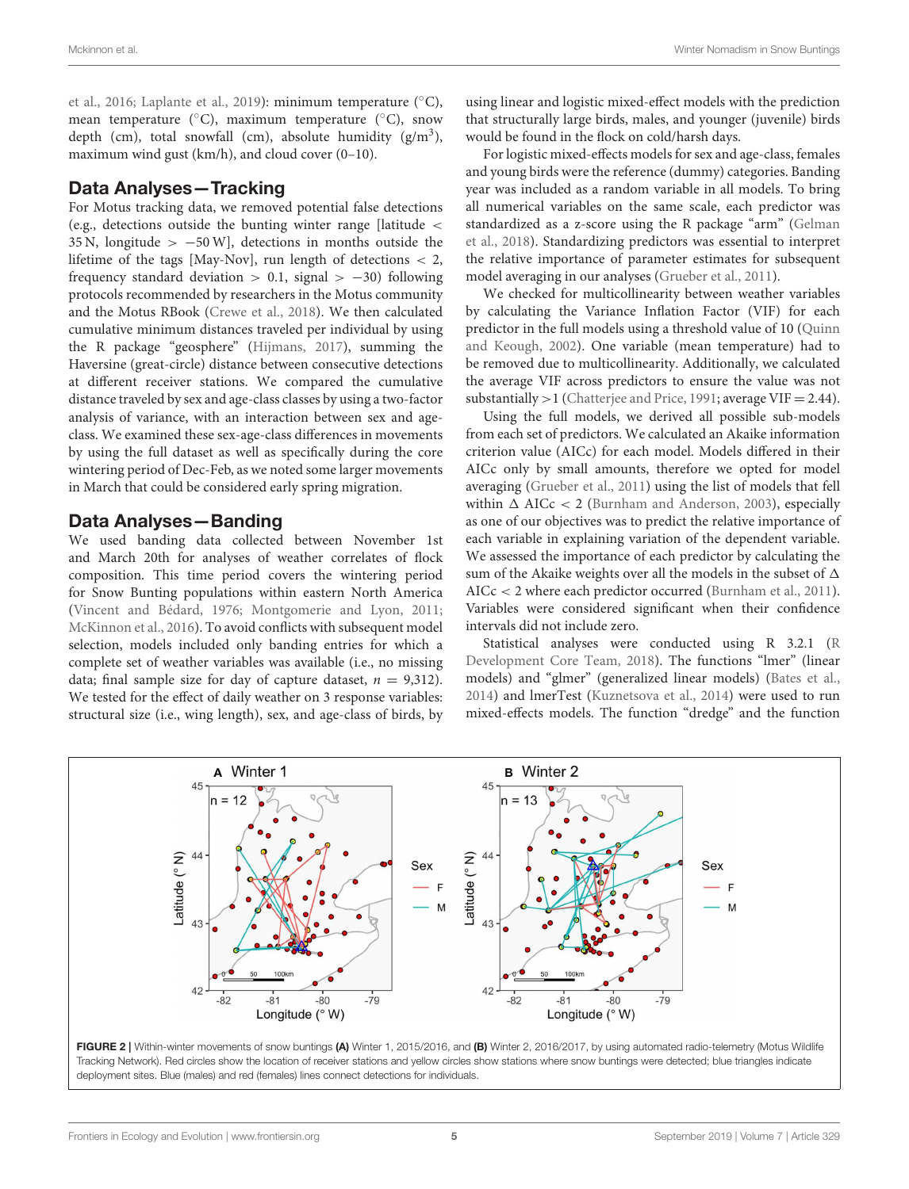et al., 2016; Laplante et al., 2019): minimum temperature (°C), mean temperature (°C), maximum temperature (°C), snow depth (cm), total snowfall (cm), absolute humidity (g/m$^3$), maximum wind gust (km/h), and cloud cover (0–10).

## Data Analyses—Tracking

For Motus tracking data, we removed potential false detections (e.g., detections outside the bunting winter range [latitude < 35 N, longitude > −50 W], detections in months outside the lifetime of the tags [May-Nov], run length of detections < 2, frequency standard deviation > 0.1, signal > −30) following protocols recommended by researchers in the Motus community and the Motus RBook (Crewe et al., 2018). We then calculated cumulative minimum distances traveled per individual by using the R package "geosphere" (Hijmans, 2017), summing the Haversine (great-circle) distance between consecutive detections at different receiver stations. We compared the cumulative distance traveled by sex and age-class classes by using a two-factor analysis of variance, with an interaction between sex and age-class. We examined these sex-age-class differences in movements by using the full dataset as well as specifically during the core wintering period of Dec-Feb, as we noted some larger movements in March that could be considered early spring migration.

## Data Analyses—Banding

We used banding data collected between November 1st and March 20th for analyses of weather correlates of flock composition. This time period covers the wintering period for Snow Bunting populations within eastern North America (Vincent and Bédard, 1976; Montgomerie and Lyon, 2011; McKinnon et al., 2016). To avoid conflicts with subsequent model selection, models included only banding entries for which a complete set of weather variables was available (i.e., no missing data; final sample size for day of capture dataset, $n$ = 9,312). We tested for the effect of daily weather on 3 response variables: structural size (i.e., wing length), sex, and age-class of birds, by using linear and logistic mixed-effect models with the prediction that structurally large birds, males, and younger (juvenile) birds would be found in the flock on cold/harsh days.

For logistic mixed-effects models for sex and age-class, females and young birds were the reference (dummy) categories. Banding year was included as a random variable in all models. To bring all numerical variables on the same scale, each predictor was standardized as a z-score using the R package "arm" (Gelman et al., 2018). Standardizing predictors was essential to interpret the relative importance of parameter estimates for subsequent model averaging in our analyses (Grueber et al., 2011).

We checked for multicollinearity between weather variables by calculating the Variance Inflation Factor (VIF) for each predictor in the full models using a threshold value of 10 (Quinn and Keough, 2002). One variable (mean temperature) had to be removed due to multicollinearity. Additionally, we calculated the average VIF across predictors to ensure the value was not substantially >1 (Chatterjee and Price, 1991; average VIF = 2.44).

Using the full models, we derived all possible sub-models from each set of predictors. We calculated an Akaike information criterion value (AICc) for each model. Models differed in their AICc only by small amounts, therefore we opted for model averaging (Grueber et al., 2011) using the list of models that fell within Δ AICc < 2 (Burnham and Anderson, 2003), especially as one of our objectives was to predict the relative importance of each variable in explaining variation of the dependent variable. We assessed the importance of each predictor by calculating the sum of the Akaike weights over all the models in the subset of Δ AICc < 2 where each predictor occurred (Burnham et al., 2011). Variables were considered significant when their confidence intervals did not include zero.

Statistical analyses were conducted using R 3.2.1 (R Development Core Team, 2018). The functions "lmer" (linear models) and "glmer" (generalized linear models) (Bates et al., 2014) and lmerTest (Kuznetsova et al., 2014) were used to run mixed-effects models. The function "dredge" and the function

**FIGURE 2** | Within-winter movements of snow buntings **(A)** Winter 1, 2015/2016, and **(B)** Winter 2, 2016/2017, by using automated radio-telemetry (Motus Wildlife Tracking Network). Red circles show the location of receiver stations and yellow circles show stations where snow buntings were detected; blue triangles indicate deployment sites. Blue (males) and red (females) lines connect detections for individuals.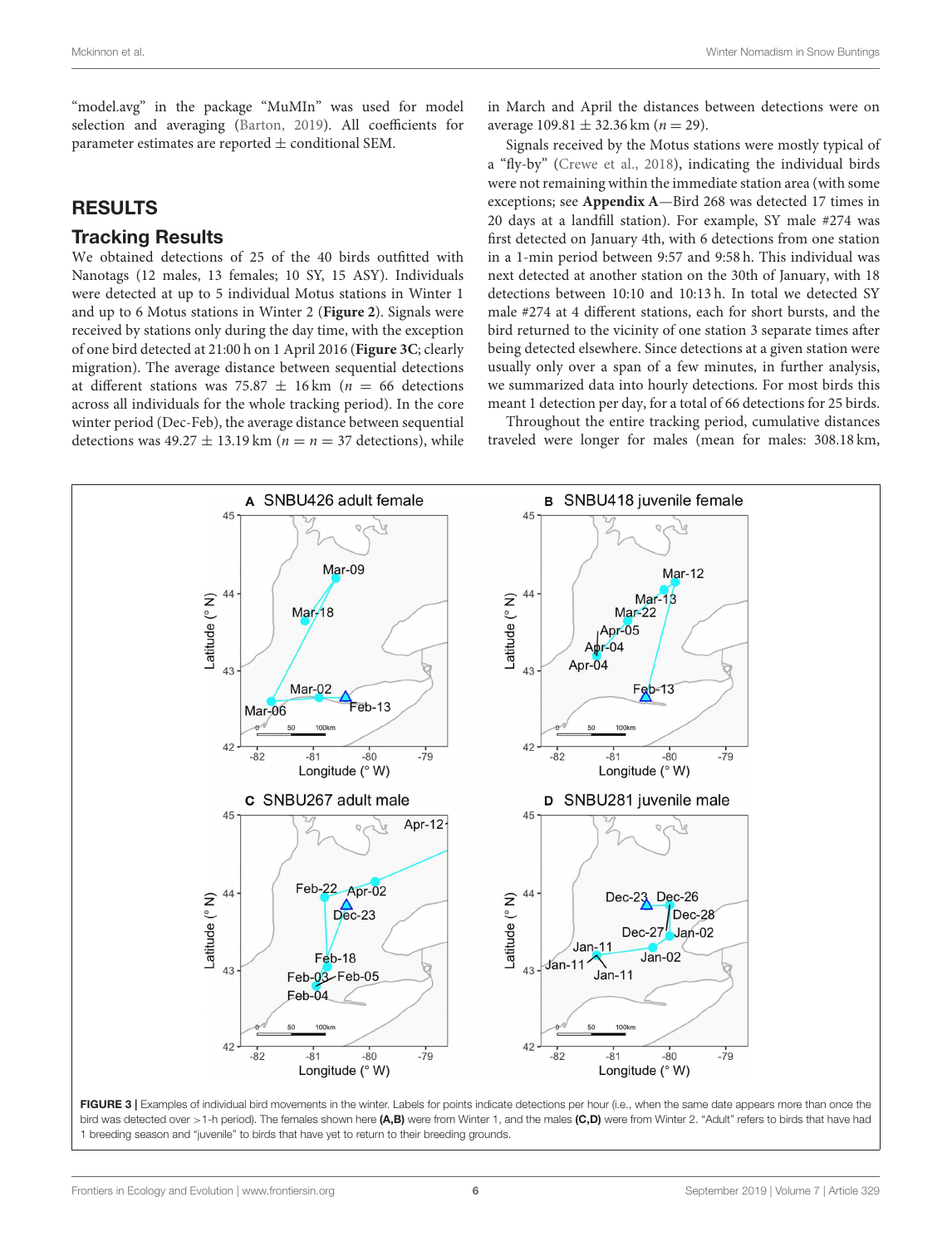"model.avg" in the package "MuMIn" was used for model selection and averaging (Barton, 2019). All coefficients for parameter estimates are reported ± conditional SEM.

## RESULTS

### Tracking Results

We obtained detections of 25 of the 40 birds outfitted with Nanotags (12 males, 13 females; 10 SY, 15 ASY). Individuals were detected at up to 5 individual Motus stations in Winter 1 and up to 6 Motus stations in Winter 2 (**Figure 2**). Signals were received by stations only during the day time, with the exception of one bird detected at 21:00 h on 1 April 2016 (**Figure 3C**; clearly migration). The average distance between sequential detections at different stations was 75.87 ± 16 km ($n$ = 66 detections across all individuals for the whole tracking period). In the core winter period (Dec-Feb), the average distance between sequential detections was 49.27 ± 13.19 km ($n$ = $n$ = 37 detections), while in March and April the distances between detections were on average 109.81 ± 32.36 km ($n$ = 29).

Signals received by the Motus stations were mostly typical of a "fly-by" (Crewe et al., 2018), indicating the individual birds were not remaining within the immediate station area (with some exceptions; see **Appendix A**—Bird 268 was detected 17 times in 20 days at a landfill station). For example, SY male #274 was first detected on January 4th, with 6 detections from one station in a 1-min period between 9:57 and 9:58 h. This individual was next detected at another station on the 30th of January, with 18 detections between 10:10 and 10:13 h. In total we detected SY male #274 at 4 different stations, each for short bursts, and the bird returned to the vicinity of one station 3 separate times after being detected elsewhere. Since detections at a given station were usually only over a span of a few minutes, in further analysis, we summarized data into hourly detections. For most birds this meant 1 detection per day, for a total of 66 detections for 25 birds.

Throughout the entire tracking period, cumulative distances traveled were longer for males (mean for males: 308.18 km,

**FIGURE 3 |** Examples of individual bird movements in the winter. Labels for points indicate detections per hour (i.e., when the same date appears more than once the bird was detected over >1-h period). The females shown here **(A,B)** were from Winter 1, and the males **(C,D)** were from Winter 2. "Adult" refers to birds that have had 1 breeding season and "juvenile" to birds that have yet to return to their breeding grounds.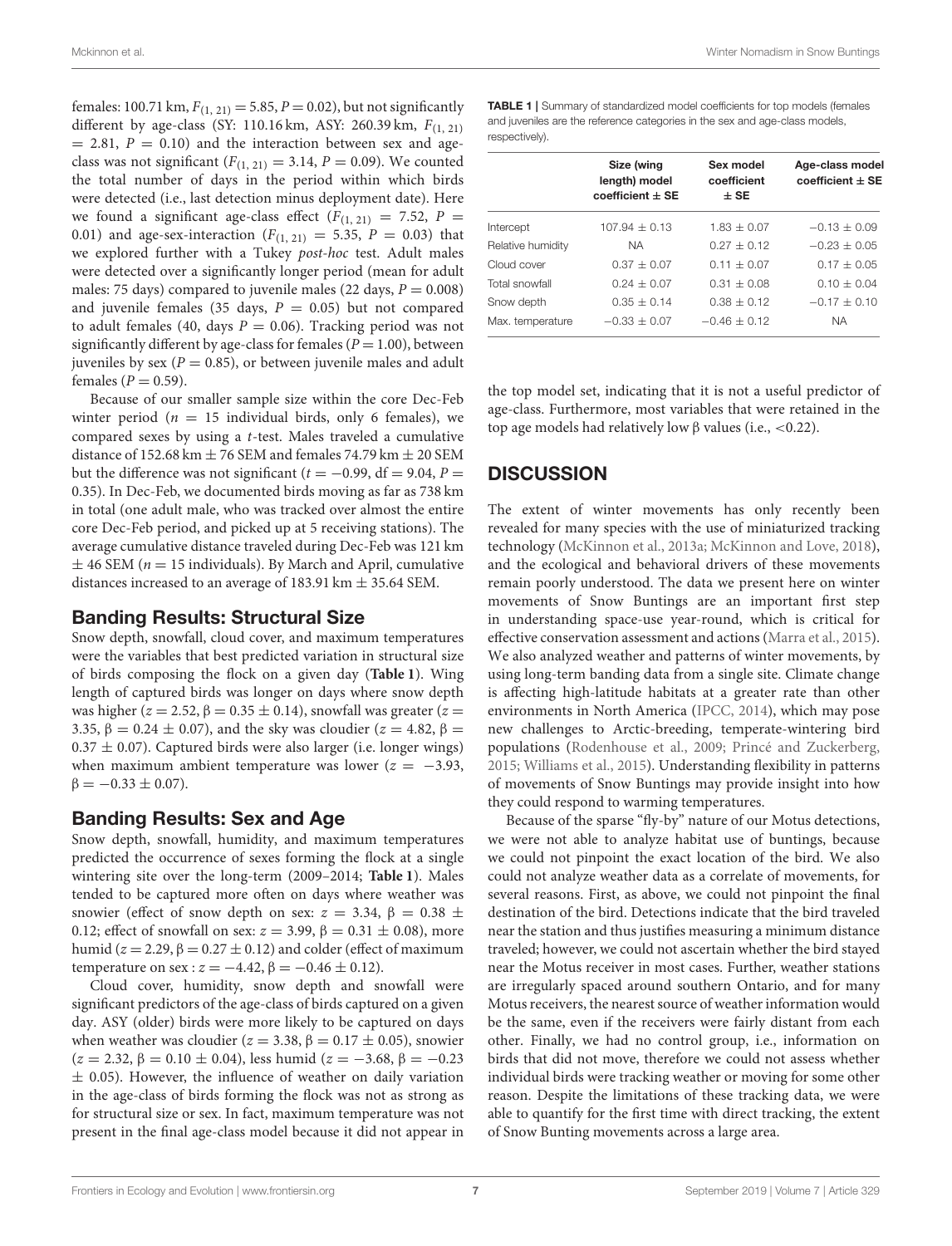females: 100.71 km, $F_{(1, 21)} = 5.85$, $P = 0.02$), but not significantly different by age-class (SY: 110.16 km, ASY: 260.39 km, $F_{(1, 21)} = 2.81$, $P = 0.10$) and the interaction between sex and age-class was not significant ($F_{(1, 21)} = 3.14$, $P = 0.09$). We counted the total number of days in the period within which birds were detected (i.e., last detection minus deployment date). Here we found a significant age-class effect ($F_{(1, 21)} = 7.52$, $P = 0.01$) and age-sex-interaction ($F_{(1, 21)} = 5.35$, $P = 0.03$) that we explored further with a Tukey *post-hoc* test. Adult males were detected over a significantly longer period (mean for adult males: 75 days) compared to juvenile males (22 days, $P = 0.008$) and juvenile females (35 days, $P = 0.05$) but not compared to adult females (40, days $P = 0.06$). Tracking period was not significantly different by age-class for females ($P = 1.00$), between juveniles by sex ($P = 0.85$), or between juvenile males and adult females ($P = 0.59$).

Because of our smaller sample size within the core Dec-Feb winter period ($n = 15$ individual birds, only 6 females), we compared sexes by using a *t*-test. Males traveled a cumulative distance of 152.68 km ± 76 SEM and females 74.79 km ± 20 SEM but the difference was not significant ($t = -0.99$, df = 9.04, $P = 0.35$). In Dec-Feb, we documented birds moving as far as 738 km in total (one adult male, who was tracked over almost the entire core Dec-Feb period, and picked up at 5 receiving stations). The average cumulative distance traveled during Dec-Feb was 121 km ± 46 SEM ($n = 15$ individuals). By March and April, cumulative distances increased to an average of 183.91 km ± 35.64 SEM.

## Banding Results: Structural Size

Snow depth, snowfall, cloud cover, and maximum temperatures were the variables that best predicted variation in structural size of birds composing the flock on a given day (**Table 1**). Wing length of captured birds was longer on days where snow depth was higher ($z = 2.52$, $\beta = 0.35 \pm 0.14$), snowfall was greater ($z = 3.35$, $\beta = 0.24 \pm 0.07$), and the sky was cloudier ($z = 4.82$, $\beta = 0.37 \pm 0.07$). Captured birds were also larger (i.e. longer wings) when maximum ambient temperature was lower ($z = -3.93$, $\beta = -0.33 \pm 0.07$).

## Banding Results: Sex and Age

Snow depth, snowfall, humidity, and maximum temperatures predicted the occurrence of sexes forming the flock at a single wintering site over the long-term (2009–2014; **Table 1**). Males tended to be captured more often on days where weather was snowier (effect of snow depth on sex: $z = 3.34$, $\beta = 0.38 \pm 0.12$; effect of snowfall on sex: $z = 3.99$, $\beta = 0.31 \pm 0.08$), more humid ($z = 2.29$, $\beta = 0.27 \pm 0.12$) and colder (effect of maximum temperature on sex : $z = -4.42$, $\beta = -0.46 \pm 0.12$).

Cloud cover, humidity, snow depth and snowfall were significant predictors of the age-class of birds captured on a given day. ASY (older) birds were more likely to be captured on days when weather was cloudier ($z = 3.38$, $\beta = 0.17 \pm 0.05$), snowier ($z = 2.32$, $\beta = 0.10 \pm 0.04$), less humid ($z = -3.68$, $\beta = -0.23 \pm 0.05$). However, the influence of weather on daily variation in the age-class of birds forming the flock was not as strong as for structural size or sex. In fact, maximum temperature was not present in the final age-class model because it did not appear in the top model set, indicating that it is not a useful predictor of age-class. Furthermore, most variables that were retained in the top age models had relatively low β values (i.e., <0.22).

**TABLE 1** | Summary of standardized model coefficients for top models (females and juveniles are the reference categories in the sex and age-class models, respectively).

| | Size (wing length) model coefficient ± SE | Sex model coefficient ± SE | Age-class model coefficient ± SE |
|---|---|---|---|
| Intercept | 107.94 ± 0.13 | 1.83 ± 0.07 | −0.13 ± 0.09 |
| Relative humidity | NA | 0.27 ± 0.12 | −0.23 ± 0.05 |
| Cloud cover | 0.37 ± 0.07 | 0.11 ± 0.07 | 0.17 ± 0.05 |
| Total snowfall | 0.24 ± 0.07 | 0.31 ± 0.08 | 0.10 ± 0.04 |
| Snow depth | 0.35 ± 0.14 | 0.38 ± 0.12 | −0.17 ± 0.10 |
| Max. temperature | −0.33 ± 0.07 | −0.46 ± 0.12 | NA |

# DISCUSSION

The extent of winter movements has only recently been revealed for many species with the use of miniaturized tracking technology (McKinnon et al., 2013a; McKinnon and Love, 2018), and the ecological and behavioral drivers of these movements remain poorly understood. The data we present here on winter movements of Snow Buntings are an important first step in understanding space-use year-round, which is critical for effective conservation assessment and actions (Marra et al., 2015). We also analyzed weather and patterns of winter movements, by using long-term banding data from a single site. Climate change is affecting high-latitude habitats at a greater rate than other environments in North America (IPCC, 2014), which may pose new challenges to Arctic-breeding, temperate-wintering bird populations (Rodenhouse et al., 2009; Princé and Zuckerberg, 2015; Williams et al., 2015). Understanding flexibility in patterns of movements of Snow Buntings may provide insight into how they could respond to warming temperatures.

Because of the sparse "fly-by" nature of our Motus detections, we were not able to analyze habitat use of buntings, because we could not pinpoint the exact location of the bird. We also could not analyze weather data as a correlate of movements, for several reasons. First, as above, we could not pinpoint the final destination of the bird. Detections indicate that the bird traveled near the station and thus justifies measuring a minimum distance traveled; however, we could not ascertain whether the bird stayed near the Motus receiver in most cases. Further, weather stations are irregularly spaced around southern Ontario, and for many Motus receivers, the nearest source of weather information would be the same, even if the receivers were fairly distant from each other. Finally, we had no control group, i.e., information on birds that did not move, therefore we could not assess whether individual birds were tracking weather or moving for some other reason. Despite the limitations of these tracking data, we were able to quantify for the first time with direct tracking, the extent of Snow Bunting movements across a large area.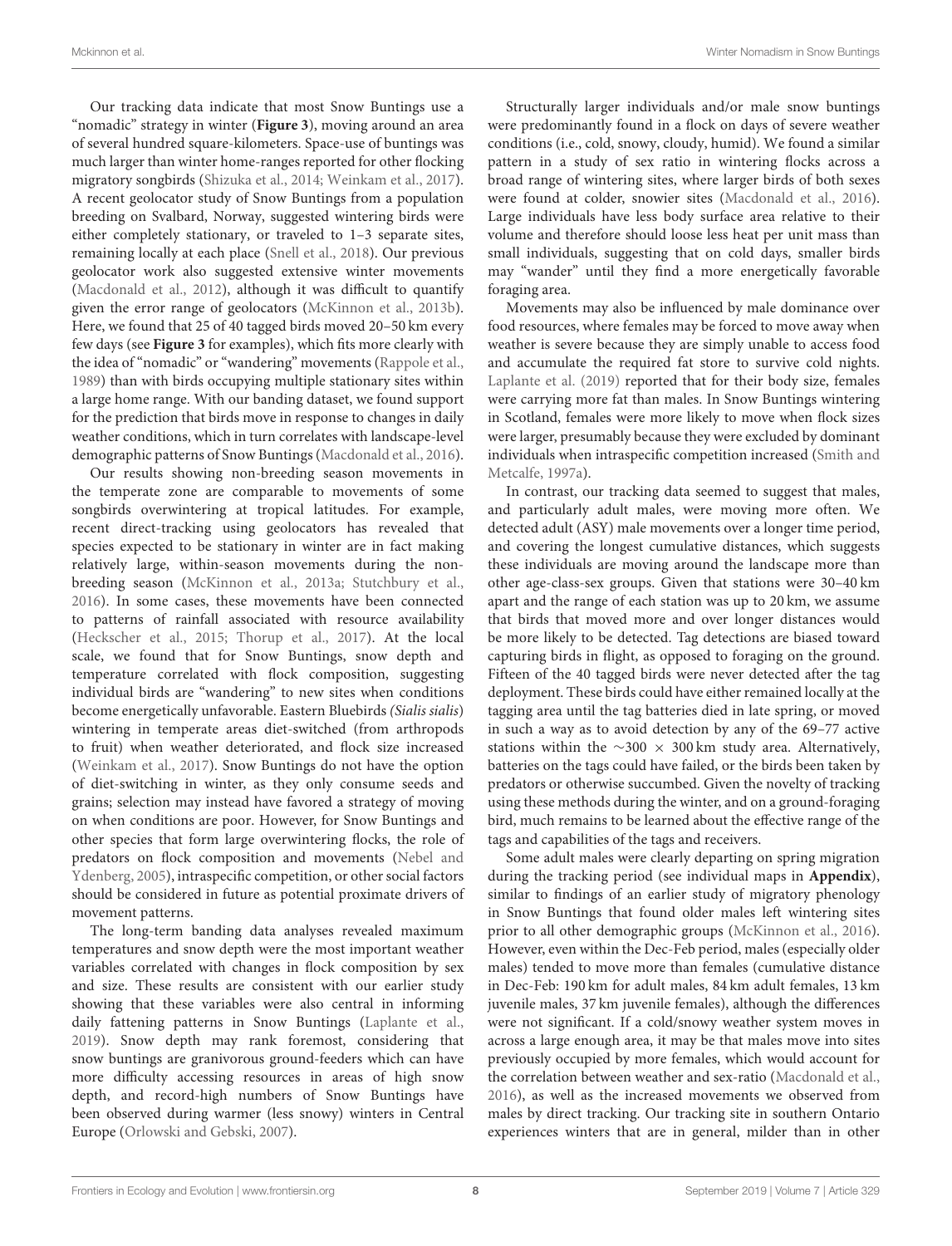Our tracking data indicate that most Snow Buntings use a "nomadic" strategy in winter (**Figure 3**), moving around an area of several hundred square-kilometers. Space-use of buntings was much larger than winter home-ranges reported for other flocking migratory songbirds (Shizuka et al., 2014; Weinkam et al., 2017). A recent geolocator study of Snow Buntings from a population breeding on Svalbard, Norway, suggested wintering birds were either completely stationary, or traveled to 1–3 separate sites, remaining locally at each place (Snell et al., 2018). Our previous geolocator work also suggested extensive winter movements (Macdonald et al., 2012), although it was difficult to quantify given the error range of geolocators (McKinnon et al., 2013b). Here, we found that 25 of 40 tagged birds moved 20–50 km every few days (see **Figure 3** for examples), which fits more clearly with the idea of "nomadic" or "wandering" movements (Rappole et al., 1989) than with birds occupying multiple stationary sites within a large home range. With our banding dataset, we found support for the prediction that birds move in response to changes in daily weather conditions, which in turn correlates with landscape-level demographic patterns of Snow Buntings (Macdonald et al., 2016).

Our results showing non-breeding season movements in the temperate zone are comparable to movements of some songbirds overwintering at tropical latitudes. For example, recent direct-tracking using geolocators has revealed that species expected to be stationary in winter are in fact making relatively large, within-season movements during the non-breeding season (McKinnon et al., 2013a; Stutchbury et al., 2016). In some cases, these movements have been connected to patterns of rainfall associated with resource availability (Heckscher et al., 2015; Thorup et al., 2017). At the local scale, we found that for Snow Buntings, snow depth and temperature correlated with flock composition, suggesting individual birds are "wandering" to new sites when conditions become energetically unfavorable. Eastern Bluebirds *(Sialis sialis)* wintering in temperate areas diet-switched (from arthropods to fruit) when weather deteriorated, and flock size increased (Weinkam et al., 2017). Snow Buntings do not have the option of diet-switching in winter, as they only consume seeds and grains; selection may instead have favored a strategy of moving on when conditions are poor. However, for Snow Buntings and other species that form large overwintering flocks, the role of predators on flock composition and movements (Nebel and Ydenberg, 2005), intraspecific competition, or other social factors should be considered in future as potential proximate drivers of movement patterns.

The long-term banding data analyses revealed maximum temperatures and snow depth were the most important weather variables correlated with changes in flock composition by sex and size. These results are consistent with our earlier study showing that these variables were also central in informing daily fattening patterns in Snow Buntings (Laplante et al., 2019). Snow depth may rank foremost, considering that snow buntings are granivorous ground-feeders which can have more difficulty accessing resources in areas of high snow depth, and record-high numbers of Snow Buntings have been observed during warmer (less snowy) winters in Central Europe (Orlowski and Gebski, 2007).

Structurally larger individuals and/or male snow buntings were predominantly found in a flock on days of severe weather conditions (i.e., cold, snowy, cloudy, humid). We found a similar pattern in a study of sex ratio in wintering flocks across a broad range of wintering sites, where larger birds of both sexes were found at colder, snowier sites (Macdonald et al., 2016). Large individuals have less body surface area relative to their volume and therefore should loose less heat per unit mass than small individuals, suggesting that on cold days, smaller birds may "wander" until they find a more energetically favorable foraging area.

Movements may also be influenced by male dominance over food resources, where females may be forced to move away when weather is severe because they are simply unable to access food and accumulate the required fat store to survive cold nights. Laplante et al. (2019) reported that for their body size, females were carrying more fat than males. In Snow Buntings wintering in Scotland, females were more likely to move when flock sizes were larger, presumably because they were excluded by dominant individuals when intraspecific competition increased (Smith and Metcalfe, 1997a).

In contrast, our tracking data seemed to suggest that males, and particularly adult males, were moving more often. We detected adult (ASY) male movements over a longer time period, and covering the longest cumulative distances, which suggests these individuals are moving around the landscape more than other age-class-sex groups. Given that stations were 30–40 km apart and the range of each station was up to 20 km, we assume that birds that moved more and over longer distances would be more likely to be detected. Tag detections are biased toward capturing birds in flight, as opposed to foraging on the ground. Fifteen of the 40 tagged birds were never detected after the tag deployment. These birds could have either remained locally at the tagging area until the tag batteries died in late spring, or moved in such a way as to avoid detection by any of the 69–77 active stations within the $\sim$300 $\times$ 300 km study area. Alternatively, batteries on the tags could have failed, or the birds been taken by predators or otherwise succumbed. Given the novelty of tracking using these methods during the winter, and on a ground-foraging bird, much remains to be learned about the effective range of the tags and capabilities of the tags and receivers.

Some adult males were clearly departing on spring migration during the tracking period (see individual maps in **Appendix**), similar to findings of an earlier study of migratory phenology in Snow Buntings that found older males left wintering sites prior to all other demographic groups (McKinnon et al., 2016). However, even within the Dec-Feb period, males (especially older males) tended to move more than females (cumulative distance in Dec-Feb: 190 km for adult males, 84 km adult females, 13 km juvenile males, 37 km juvenile females), although the differences were not significant. If a cold/snowy weather system moves in across a large enough area, it may be that males move into sites previously occupied by more females, which would account for the correlation between weather and sex-ratio (Macdonald et al., 2016), as well as the increased movements we observed from males by direct tracking. Our tracking site in southern Ontario experiences winters that are in general, milder than in other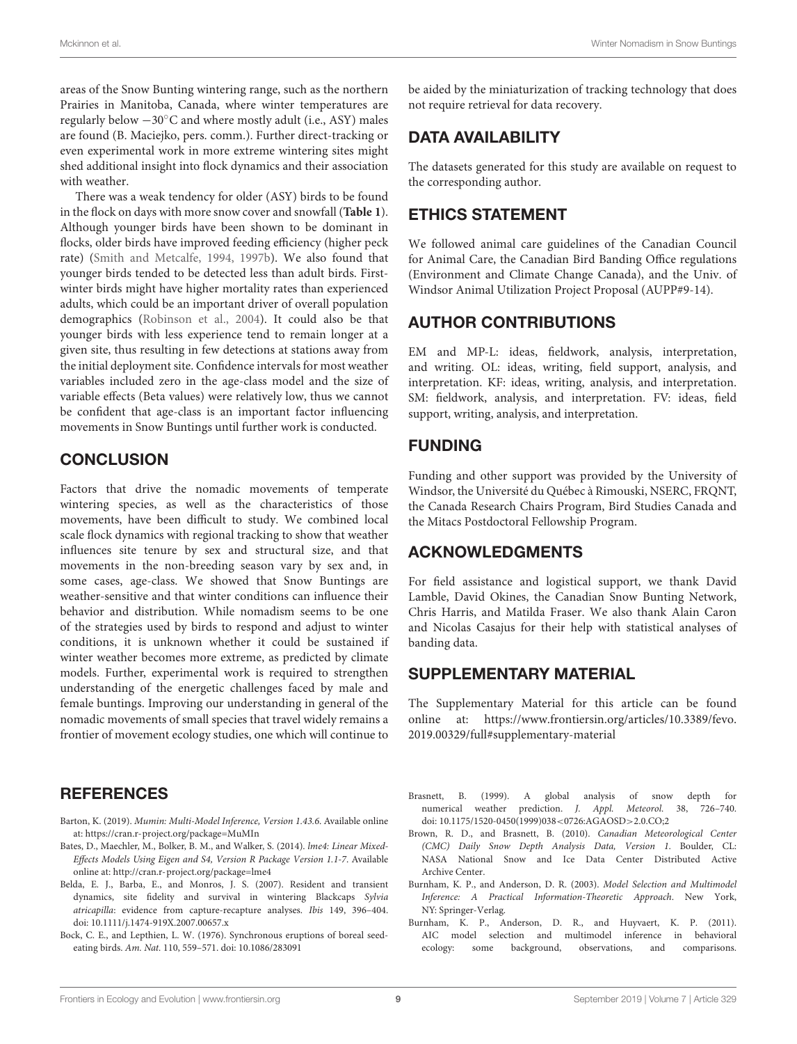areas of the Snow Bunting wintering range, such as the northern Prairies in Manitoba, Canada, where winter temperatures are regularly below −30°C and where mostly adult (i.e., ASY) males are found (B. Maciejko, pers. comm.). Further direct-tracking or even experimental work in more extreme wintering sites might shed additional insight into flock dynamics and their association with weather.

There was a weak tendency for older (ASY) birds to be found in the flock on days with more snow cover and snowfall (**Table 1**). Although younger birds have been shown to be dominant in flocks, older birds have improved feeding efficiency (higher peck rate) (Smith and Metcalfe, 1994, 1997b). We also found that younger birds tended to be detected less than adult birds. First-winter birds might have higher mortality rates than experienced adults, which could be an important driver of overall population demographics (Robinson et al., 2004). It could also be that younger birds with less experience tend to remain longer at a given site, thus resulting in few detections at stations away from the initial deployment site. Confidence intervals for most weather variables included zero in the age-class model and the size of variable effects (Beta values) were relatively low, thus we cannot be confident that age-class is an important factor influencing movements in Snow Buntings until further work is conducted.

## CONCLUSION

Factors that drive the nomadic movements of temperate wintering species, as well as the characteristics of those movements, have been difficult to study. We combined local scale flock dynamics with regional tracking to show that weather influences site tenure by sex and structural size, and that movements in the non-breeding season vary by sex and, in some cases, age-class. We showed that Snow Buntings are weather-sensitive and that winter conditions can influence their behavior and distribution. While nomadism seems to be one of the strategies used by birds to respond and adjust to winter conditions, it is unknown whether it could be sustained if winter weather becomes more extreme, as predicted by climate models. Further, experimental work is required to strengthen understanding of the energetic challenges faced by male and female buntings. Improving our understanding in general of the nomadic movements of small species that travel widely remains a frontier of movement ecology studies, one which will continue to be aided by the miniaturization of tracking technology that does not require retrieval for data recovery.

## DATA AVAILABILITY

The datasets generated for this study are available on request to the corresponding author.

## ETHICS STATEMENT

We followed animal care guidelines of the Canadian Council for Animal Care, the Canadian Bird Banding Office regulations (Environment and Climate Change Canada), and the Univ. of Windsor Animal Utilization Project Proposal (AUPP#9-14).

## AUTHOR CONTRIBUTIONS

EM and MP-L: ideas, fieldwork, analysis, interpretation, and writing. OL: ideas, writing, field support, analysis, and interpretation. KF: ideas, writing, analysis, and interpretation. SM: fieldwork, analysis, and interpretation. FV: ideas, field support, writing, analysis, and interpretation.

## FUNDING

Funding and other support was provided by the University of Windsor, the Université du Québec à Rimouski, NSERC, FRQNT, the Canada Research Chairs Program, Bird Studies Canada and the Mitacs Postdoctoral Fellowship Program.

## ACKNOWLEDGMENTS

For field assistance and logistical support, we thank David Lamble, David Okines, the Canadian Snow Bunting Network, Chris Harris, and Matilda Fraser. We also thank Alain Caron and Nicolas Casajus for their help with statistical analyses of banding data.

## SUPPLEMENTARY MATERIAL

The Supplementary Material for this article can be found online at: https://www.frontiersin.org/articles/10.3389/fevo.2019.00329/full#supplementary-material

## REFERENCES

Barton, K. (2019). *Mumin: Multi-Model Inference, Version 1.43.6*. Available online at: https://cran.r-project.org/package=MuMIn

Bates, D., Maechler, M., Bolker, B. M., and Walker, S. (2014). *lme4: Linear Mixed-Effects Models Using Eigen and S4, Version R Package Version 1.1-7*. Available online at: http://cran.r-project.org/package=lme4

Belda, E. J., Barba, E., and Monros, J. S. (2007). Resident and transient dynamics, site fidelity and survival in wintering Blackcaps *Sylvia atricapilla*: evidence from capture-recapture analyses. *Ibis* 149, 396–404. doi: 10.1111/j.1474-919X.2007.00657.x

Bock, C. E., and Lepthien, L. W. (1976). Synchronous eruptions of boreal seed-eating birds. *Am. Nat.* 110, 559–571. doi: 10.1086/283091

Brasnett, B. (1999). A global analysis of snow depth for numerical weather prediction. *J. Appl. Meteorol.* 38, 726–740. doi: 10.1175/1520-0450(1999)038<0726:AGAOSD>2.0.CO;2

Brown, R. D., and Brasnett, B. (2010). *Canadian Meteorological Center (CMC) Daily Snow Depth Analysis Data, Version 1*. Boulder, CL: NASA National Snow and Ice Data Center Distributed Active Archive Center.

Burnham, K. P., and Anderson, D. R. (2003). *Model Selection and Multimodel Inference: A Practical Information-Theoretic Approach*. New York, NY: Springer-Verlag.

Burnham, K. P., Anderson, D. R., and Huyvaert, K. P. (2011). AIC model selection and multimodel inference in behavioral ecology: some background, observations, and comparisons.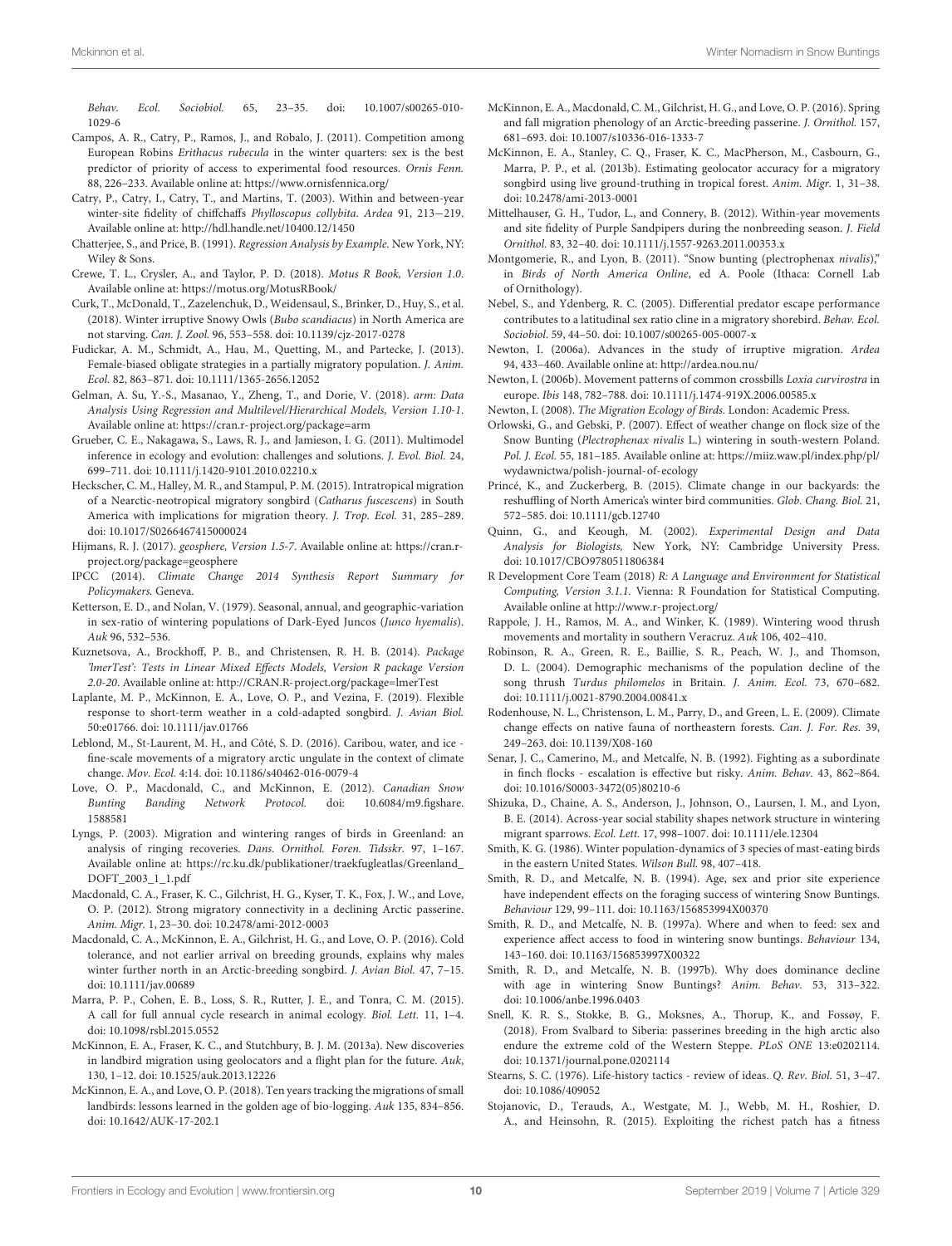*Behav. Ecol. Sociobiol.* 65, 23–35. doi: 10.1007/s00265-010-1029-6

Campos, A. R., Catry, P., Ramos, J., and Robalo, J. (2011). Competition among European Robins *Erithacus rubecula* in the winter quarters: sex is the best predictor of priority of access to experimental food resources. *Ornis Fenn.* 88, 226–233. Available online at: https://www.ornisfennica.org/

Catry, P., Catry, I., Catry, T., and Martins, T. (2003). Within and between-year winter-site fidelity of chiffchaffs *Phylloscopus collybita*. *Ardea* 91, 213−219. Available online at: http://hdl.handle.net/10400.12/1450

Chatterjee, S., and Price, B. (1991). *Regression Analysis by Example.* New York, NY: Wiley & Sons.

Crewe, T. L., Crysler, A., and Taylor, P. D. (2018). *Motus R Book, Version 1.0*. Available online at: https://motus.org/MotusRBook/

Curk, T., McDonald, T., Zazelenchuk, D., Weidensaul, S., Brinker, D., Huy, S., et al. (2018). Winter irruptive Snowy Owls (*Bubo scandiacus*) in North America are not starving. *Can. J. Zool.* 96, 553–558. doi: 10.1139/cjz-2017-0278

Fudickar, A. M., Schmidt, A., Hau, M., Quetting, M., and Partecke, J. (2013). Female-biased obligate strategies in a partially migratory population. *J. Anim. Ecol.* 82, 863–871. doi: 10.1111/1365-2656.12052

Gelman, A. Su, Y.-S., Masanao, Y., Zheng, T., and Dorie, V. (2018). *arm: Data Analysis Using Regression and Multilevel/Hierarchical Models, Version 1.10-1*. Available online at: https://cran.r-project.org/package=arm

Grueber, C. E., Nakagawa, S., Laws, R. J., and Jamieson, I. G. (2011). Multimodel inference in ecology and evolution: challenges and solutions. *J. Evol. Biol.* 24, 699–711. doi: 10.1111/j.1420-9101.2010.02210.x

Heckscher, C. M., Halley, M. R., and Stampul, P. M. (2015). Intratropical migration of a Nearctic-neotropical migratory songbird (*Catharus fuscescens*) in South America with implications for migration theory. *J. Trop. Ecol.* 31, 285–289. doi: 10.1017/S0266467415000024

Hijmans, R. J. (2017). *geosphere, Version 1.5-7*. Available online at: https://cran.r-project.org/package=geosphere

IPCC (2014). *Climate Change 2014 Synthesis Report Summary for Policymakers.* Geneva.

Ketterson, E. D., and Nolan, V. (1979). Seasonal, annual, and geographic-variation in sex-ratio of wintering populations of Dark-Eyed Juncos (*Junco hyemalis*). *Auk* 96, 532–536.

Kuznetsova, A., Brockhoff, P. B., and Christensen, R. H. B. (2014). *Package 'lmerTest': Tests in Linear Mixed Effects Models, Version R package Version 2.0-20*. Available online at: http://CRAN.R-project.org/package=lmerTest

Laplante, M. P., McKinnon, E. A., Love, O. P., and Vezina, F. (2019). Flexible response to short-term weather in a cold-adapted songbird. *J. Avian Biol.* 50:e01766. doi: 10.1111/jav.01766

Leblond, M., St-Laurent, M. H., and Côté, S. D. (2016). Caribou, water, and ice - fine-scale movements of a migratory arctic ungulate in the context of climate change. *Mov. Ecol.* 4:14. doi: 10.1186/s40462-016-0079-4

Love, O. P., Macdonald, C., and McKinnon, E. (2012). *Canadian Snow Bunting Banding Network Protocol.* doi: 10.6084/m9.figshare.1588581

Lyngs, P. (2003). Migration and wintering ranges of birds in Greenland: an analysis of ringing recoveries. *Dans. Ornithol. Foren. Tidsskr.* 97, 1–167. Available online at: https://rc.ku.dk/publikationer/traekfugleatlas/Greenland_DOFT_2003_1_1.pdf

Macdonald, C. A., Fraser, K. C., Gilchrist, H. G., Kyser, T. K., Fox, J. W., and Love, O. P. (2012). Strong migratory connectivity in a declining Arctic passerine. *Anim. Migr.* 1, 23–30. doi: 10.2478/ami-2012-0003

Macdonald, C. A., McKinnon, E. A., Gilchrist, H. G., and Love, O. P. (2016). Cold tolerance, and not earlier arrival on breeding grounds, explains why males winter further north in an Arctic-breeding songbird. *J. Avian Biol.* 47, 7–15. doi: 10.1111/jav.00689

Marra, P. P., Cohen, E. B., Loss, S. R., Rutter, J. E., and Tonra, C. M. (2015). A call for full annual cycle research in animal ecology. *Biol. Lett.* 11, 1–4. doi: 10.1098/rsbl.2015.0552

McKinnon, E. A., Fraser, K. C., and Stutchbury, B. J. M. (2013a). New discoveries in landbird migration using geolocators and a flight plan for the future. *Auk*, 130, 1–12. doi: 10.1525/auk.2013.12226

McKinnon, E. A., and Love, O. P. (2018). Ten years tracking the migrations of small landbirds: lessons learned in the golden age of bio-logging. *Auk* 135, 834–856. doi: 10.1642/AUK-17-202.1

McKinnon, E. A., Macdonald, C. M., Gilchrist, H. G., and Love, O. P. (2016). Spring and fall migration phenology of an Arctic-breeding passerine. *J. Ornithol.* 157, 681–693. doi: 10.1007/s10336-016-1333-7

McKinnon, E. A., Stanley, C. Q., Fraser, K. C., MacPherson, M., Casbourn, G., Marra, P. P., et al. (2013b). Estimating geolocator accuracy for a migratory songbird using live ground-truthing in tropical forest. *Anim. Migr.* 1, 31–38. doi: 10.2478/ami-2013-0001

Mittelhauser, G. H., Tudor, L., and Connery, B. (2012). Within-year movements and site fidelity of Purple Sandpipers during the nonbreeding season. *J. Field Ornithol.* 83, 32–40. doi: 10.1111/j.1557-9263.2011.00353.x

Montgomerie, R., and Lyon, B. (2011). "Snow bunting (plectrophenax *nivalis*)," in *Birds of North America Online*, ed A. Poole (Ithaca: Cornell Lab of Ornithology).

Nebel, S., and Ydenberg, R. C. (2005). Differential predator escape performance contributes to a latitudinal sex ratio cline in a migratory shorebird. *Behav. Ecol. Sociobiol.* 59, 44–50. doi: 10.1007/s00265-005-0007-x

Newton, I. (2006a). Advances in the study of irruptive migration. *Ardea* 94, 433–460. Available online at: http://ardea.nou.nu/

Newton, I. (2006b). Movement patterns of common crossbills *Loxia curvirostra* in europe. *Ibis* 148, 782–788. doi: 10.1111/j.1474-919X.2006.00585.x

Newton, I. (2008). *The Migration Ecology of Birds.* London: Academic Press.

Orlowski, G., and Gebski, P. (2007). Effect of weather change on flock size of the Snow Bunting (*Plectrophenax nivalis* L.) wintering in south-western Poland. *Pol. J. Ecol.* 55, 181–185. Available online at: https://miiz.waw.pl/index.php/pl/wydawnictwa/polish-journal-of-ecology

Princé, K., and Zuckerberg, B. (2015). Climate change in our backyards: the reshuffling of North America's winter bird communities. *Glob. Chang. Biol.* 21, 572–585. doi: 10.1111/gcb.12740

Quinn, G., and Keough, M. (2002). *Experimental Design and Data Analysis for Biologists,* New York, NY: Cambridge University Press. doi: 10.1017/CBO9780511806384

R Development Core Team (2018) *R: A Language and Environment for Statistical Computing, Version 3.1.1*. Vienna: R Foundation for Statistical Computing. Available online at http://www.r-project.org/

Rappole, J. H., Ramos, M. A., and Winker, K. (1989). Wintering wood thrush movements and mortality in southern Veracruz. *Auk* 106, 402–410.

Robinson, R. A., Green, R. E., Baillie, S. R., Peach, W. J., and Thomson, D. L. (2004). Demographic mechanisms of the population decline of the song thrush *Turdus philomelos* in Britain. *J. Anim. Ecol.* 73, 670–682. doi: 10.1111/j.0021-8790.2004.00841.x

Rodenhouse, N. L., Christenson, L. M., Parry, D., and Green, L. E. (2009). Climate change effects on native fauna of northeastern forests. *Can. J. For. Res.* 39, 249–263. doi: 10.1139/X08-160

Senar, J. C., Camerino, M., and Metcalfe, N. B. (1992). Fighting as a subordinate in finch flocks - escalation is effective but risky. *Anim. Behav.* 43, 862–864. doi: 10.1016/S0003-3472(05)80210-6

Shizuka, D., Chaine, A. S., Anderson, J., Johnson, O., Laursen, I. M., and Lyon, B. E. (2014). Across-year social stability shapes network structure in wintering migrant sparrows. *Ecol. Lett.* 17, 998–1007. doi: 10.1111/ele.12304

Smith, K. G. (1986). Winter population-dynamics of 3 species of mast-eating birds in the eastern United States. *Wilson Bull.* 98, 407–418.

Smith, R. D., and Metcalfe, N. B. (1994). Age, sex and prior site experience have independent effects on the foraging success of wintering Snow Buntings. *Behaviour* 129, 99–111. doi: 10.1163/156853994X00370

Smith, R. D., and Metcalfe, N. B. (1997a). Where and when to feed: sex and experience affect access to food in wintering snow buntings. *Behaviour* 134, 143–160. doi: 10.1163/156853997X00322

Smith, R. D., and Metcalfe, N. B. (1997b). Why does dominance decline with age in wintering Snow Buntings? *Anim. Behav.* 53, 313–322. doi: 10.1006/anbe.1996.0403

Snell, K. R. S., Stokke, B. G., Moksnes, A., Thorup, K., and Fossøy, F. (2018). From Svalbard to Siberia: passerines breeding in the high arctic also endure the extreme cold of the Western Steppe. *PLoS ONE* 13:e0202114. doi: 10.1371/journal.pone.0202114

Stearns, S. C. (1976). Life-history tactics - review of ideas. *Q. Rev. Biol.* 51, 3–47. doi: 10.1086/409052

Stojanovic, D., Terauds, A., Westgate, M. J., Webb, M. H., Roshier, D. A., and Heinsohn, R. (2015). Exploiting the richest patch has a fitness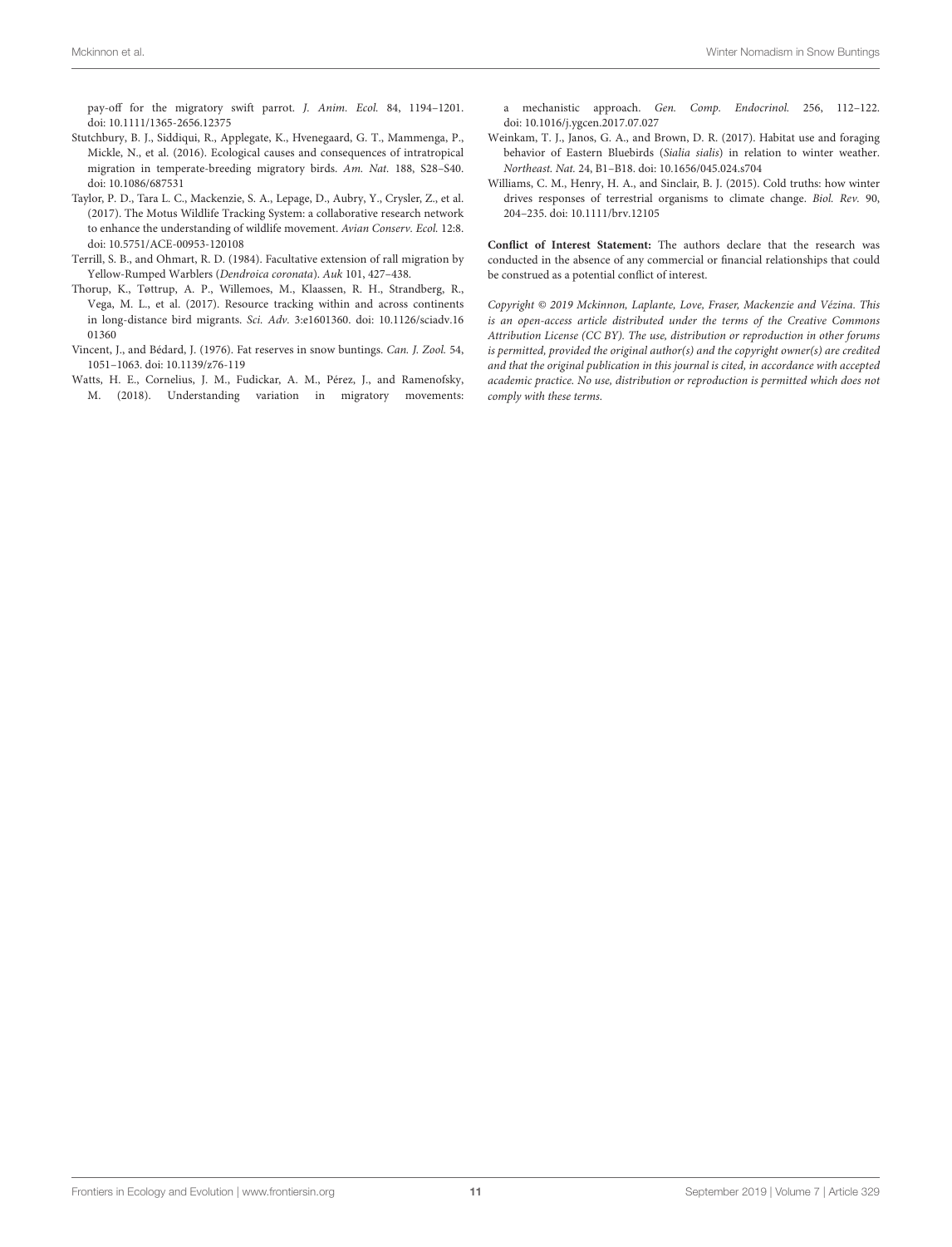pay-off for the migratory swift parrot. *J. Anim. Ecol.* 84, 1194–1201. doi: 10.1111/1365-2656.12375

Stutchbury, B. J., Siddiqui, R., Applegate, K., Hvenegaard, G. T., Mammenga, P., Mickle, N., et al. (2016). Ecological causes and consequences of intratropical migration in temperate-breeding migratory birds. *Am. Nat.* 188, S28–S40. doi: 10.1086/687531

Taylor, P. D., Tara L. C., Mackenzie, S. A., Lepage, D., Aubry, Y., Crysler, Z., et al. (2017). The Motus Wildlife Tracking System: a collaborative research network to enhance the understanding of wildlife movement. *Avian Conserv. Ecol.* 12:8. doi: 10.5751/ACE-00953-120108

Terrill, S. B., and Ohmart, R. D. (1984). Facultative extension of rall migration by Yellow-Rumped Warblers (*Dendroica coronata*). *Auk* 101, 427–438.

Thorup, K., Tøttrup, A. P., Willemoes, M., Klaassen, R. H., Strandberg, R., Vega, M. L., et al. (2017). Resource tracking within and across continents in long-distance bird migrants. *Sci. Adv.* 3:e1601360. doi: 10.1126/sciadv.1601360

Vincent, J., and Bédard, J. (1976). Fat reserves in snow buntings. *Can. J. Zool.* 54, 1051–1063. doi: 10.1139/z76-119

Watts, H. E., Cornelius, J. M., Fudickar, A. M., Pérez, J., and Ramenofsky, M. (2018). Understanding variation in migratory movements: a mechanistic approach. *Gen. Comp. Endocrinol.* 256, 112–122. doi: 10.1016/j.ygcen.2017.07.027

Weinkam, T. J., Janos, G. A., and Brown, D. R. (2017). Habitat use and foraging behavior of Eastern Bluebirds (*Sialia sialis*) in relation to winter weather. *Northeast. Nat.* 24, B1–B18. doi: 10.1656/045.024.s704

Williams, C. M., Henry, H. A., and Sinclair, B. J. (2015). Cold truths: how winter drives responses of terrestrial organisms to climate change. *Biol. Rev.* 90, 204–235. doi: 10.1111/brv.12105

**Conflict of Interest Statement:** The authors declare that the research was conducted in the absence of any commercial or financial relationships that could be construed as a potential conflict of interest.

*Copyright © 2019 Mckinnon, Laplante, Love, Fraser, Mackenzie and Vézina. This is an open-access article distributed under the terms of the Creative Commons Attribution License (CC BY). The use, distribution or reproduction in other forums is permitted, provided the original author(s) and the copyright owner(s) are credited and that the original publication in this journal is cited, in accordance with accepted academic practice. No use, distribution or reproduction is permitted which does not comply with these terms.*